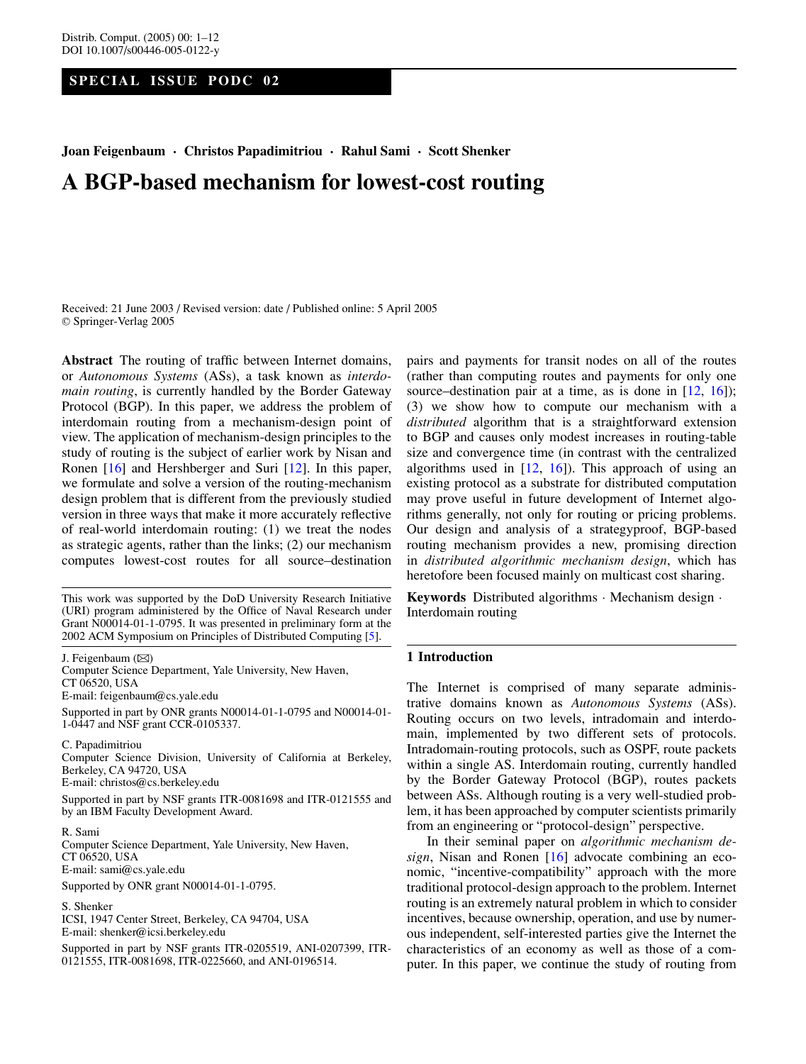SPECIAL ISSUE PODC 02

**Joan Feigenbaum · Christos Papadimitriou · Rahul Sami · Scott Shenker**

# A BGP-based mechanism for lowest-cost routing

Received: 21 June 2003 / Revised version: date / Published online: 5 April 2005
© Springer-Verlag 2005

**Abstract** The routing of traffic between Internet domains, or *Autonomous Systems* (ASs), a task known as *interdomain routing*, is currently handled by the Border Gateway Protocol (BGP). In this paper, we address the problem of interdomain routing from a mechanism-design point of view. The application of mechanism-design principles to the study of routing is the subject of earlier work by Nisan and Ronen [16] and Hershberger and Suri [12]. In this paper, we formulate and solve a version of the routing-mechanism design problem that is different from the previously studied version in three ways that make it more accurately reflective of real-world interdomain routing: (1) we treat the nodes as strategic agents, rather than the links; (2) our mechanism computes lowest-cost routes for all source–destination pairs and payments for transit nodes on all of the routes (rather than computing routes and payments for only one source–destination pair at a time, as is done in [12, 16]); (3) we show how to compute our mechanism with a *distributed* algorithm that is a straightforward extension to BGP and causes only modest increases in routing-table size and convergence time (in contrast with the centralized algorithms used in [12, 16]). This approach of using an existing protocol as a substrate for distributed computation may prove useful in future development of Internet algorithms generally, not only for routing or pricing problems. Our design and analysis of a strategyproof, BGP-based routing mechanism provides a new, promising direction in *distributed algorithmic mechanism design*, which has heretofore been focused mainly on multicast cost sharing.

**Keywords** Distributed algorithms · Mechanism design · Interdomain routing

This work was supported by the DoD University Research Initiative (URI) program administered by the Office of Naval Research under Grant N00014-01-1-0795. It was presented in preliminary form at the 2002 ACM Symposium on Principles of Distributed Computing [5].

J. Feigenbaum (✉)
Computer Science Department, Yale University, New Haven, CT 06520, USA
E-mail: feigenbaum@cs.yale.edu

Supported in part by ONR grants N00014-01-1-0795 and N00014-01-1-0447 and NSF grant CCR-0105337.

C. Papadimitriou
Computer Science Division, University of California at Berkeley, Berkeley, CA 94720, USA
E-mail: christos@cs.berkeley.edu

Supported in part by NSF grants ITR-0081698 and ITR-0121555 and by an IBM Faculty Development Award.

R. Sami
Computer Science Department, Yale University, New Haven, CT 06520, USA
E-mail: sami@cs.yale.edu

Supported by ONR grant N00014-01-1-0795.

S. Shenker
ICSI, 1947 Center Street, Berkeley, CA 94704, USA
E-mail: shenker@icsi.berkeley.edu

Supported in part by NSF grants ITR-0205519, ANI-0207399, ITR-0121555, ITR-0081698, ITR-0225660, and ANI-0196514.

## 1 Introduction

The Internet is comprised of many separate administrative domains known as *Autonomous Systems* (ASs). Routing occurs on two levels, intradomain and interdomain, implemented by two different sets of protocols. Intradomain-routing protocols, such as OSPF, route packets within a single AS. Interdomain routing, currently handled by the Border Gateway Protocol (BGP), routes packets between ASs. Although routing is a very well-studied problem, it has been approached by computer scientists primarily from an engineering or "protocol-design" perspective.

In their seminal paper on *algorithmic mechanism design*, Nisan and Ronen [16] advocate combining an economic, "incentive-compatibility" approach with the more traditional protocol-design approach to the problem. Internet routing is an extremely natural problem in which to consider incentives, because ownership, operation, and use by numerous independent, self-interested parties give the Internet the characteristics of an economy as well as those of a computer. In this paper, we continue the study of routing from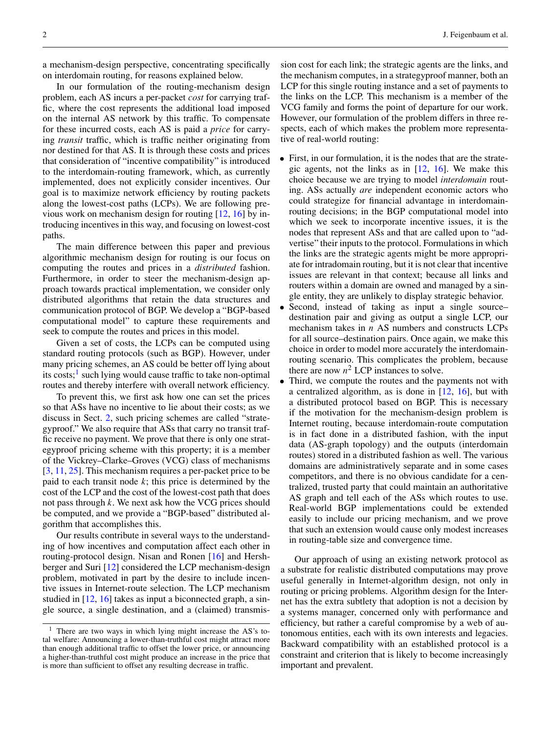a mechanism-design perspective, concentrating specifically on interdomain routing, for reasons explained below.

In our formulation of the routing-mechanism design problem, each AS incurs a per-packet *cost* for carrying traffic, where the cost represents the additional load imposed on the internal AS network by this traffic. To compensate for these incurred costs, each AS is paid a *price* for carrying *transit* traffic, which is traffic neither originating from nor destined for that AS. It is through these costs and prices that consideration of "incentive compatibility" is introduced to the interdomain-routing framework, which, as currently implemented, does not explicitly consider incentives. Our goal is to maximize network efficiency by routing packets along the lowest-cost paths (LCPs). We are following previous work on mechanism design for routing [12, 16] by introducing incentives in this way, and focusing on lowest-cost paths.

The main difference between this paper and previous algorithmic mechanism design for routing is our focus on computing the routes and prices in a *distributed* fashion. Furthermore, in order to steer the mechanism-design approach towards practical implementation, we consider only distributed algorithms that retain the data structures and communication protocol of BGP. We develop a "BGP-based computational model" to capture these requirements and seek to compute the routes and prices in this model.

Given a set of costs, the LCPs can be computed using standard routing protocols (such as BGP). However, under many pricing schemes, an AS could be better off lying about its costs;[1] such lying would cause traffic to take non-optimal routes and thereby interfere with overall network efficiency.

To prevent this, we first ask how one can set the prices so that ASs have no incentive to lie about their costs; as we discuss in Sect. 2, such pricing schemes are called "strategyproof." We also require that ASs that carry no transit traffic receive no payment. We prove that there is only one strategyproof pricing scheme with this property; it is a member of the Vickrey–Clarke–Groves (VCG) class of mechanisms [3, 11, 25]. This mechanism requires a per-packet price to be paid to each transit node $k$; this price is determined by the cost of the LCP and the cost of the lowest-cost path that does not pass through $k$. We next ask how the VCG prices should be computed, and we provide a "BGP-based" distributed algorithm that accomplishes this.

Our results contribute in several ways to the understanding of how incentives and computation affect each other in routing-protocol design. Nisan and Ronen [16] and Hershberger and Suri [12] considered the LCP mechanism-design problem, motivated in part by the desire to include incentive issues in Internet-route selection. The LCP mechanism studied in [12, 16] takes as input a biconnected graph, a single source, a single destination, and a (claimed) transmission cost for each link; the strategic agents are the links, and the mechanism computes, in a strategyproof manner, both an LCP for this single routing instance and a set of payments to the links on the LCP. This mechanism is a member of the VCG family and forms the point of departure for our work. However, our formulation of the problem differs in three respects, each of which makes the problem more representative of real-world routing:

- First, in our formulation, it is the nodes that are the strategic agents, not the links as in [12, 16]. We make this choice because we are trying to model *interdomain* routing. ASs actually *are* independent economic actors who could strategize for financial advantage in interdomain-routing decisions; in the BGP computational model into which we seek to incorporate incentive issues, it is the nodes that represent ASs and that are called upon to "advertise" their inputs to the protocol. Formulations in which the links are the strategic agents might be more appropriate for intradomain routing, but it is not clear that incentive issues are relevant in that context; because all links and routers within a domain are owned and managed by a single entity, they are unlikely to display strategic behavior.
- Second, instead of taking as input a single source–destination pair and giving as output a single LCP, our mechanism takes in $n$ AS numbers and constructs LCPs for all source–destination pairs. Once again, we make this choice in order to model more accurately the interdomain-routing scenario. This complicates the problem, because there are now $n^2$ LCP instances to solve.
- Third, we compute the routes and the payments not with a centralized algorithm, as is done in [12, 16], but with a distributed protocol based on BGP. This is necessary if the motivation for the mechanism-design problem is Internet routing, because interdomain-route computation is in fact done in a distributed fashion, with the input data (AS-graph topology) and the outputs (interdomain routes) stored in a distributed fashion as well. The various domains are administratively separate and in some cases competitors, and there is no obvious candidate for a centralized, trusted party that could maintain an authoritative AS graph and tell each of the ASs which routes to use. Real-world BGP implementations could be extended easily to include our pricing mechanism, and we prove that such an extension would cause only modest increases in routing-table size and convergence time.

Our approach of using an existing network protocol as a substrate for realistic distributed computations may prove useful generally in Internet-algorithm design, not only in routing or pricing problems. Algorithm design for the Internet has the extra subtlety that adoption is not a decision by a systems manager, concerned only with performance and efficiency, but rather a careful compromise by a web of autonomous entities, each with its own interests and legacies. Backward compatibility with an established protocol is a constraint and criterion that is likely to become increasingly important and prevalent.

[1] There are two ways in which lying might increase the AS's total welfare: Announcing a lower-than-truthful cost might attract more than enough additional traffic to offset the lower price, or announcing a higher-than-truthful cost might produce an increase in the price that is more than sufficient to offset any resulting decrease in traffic.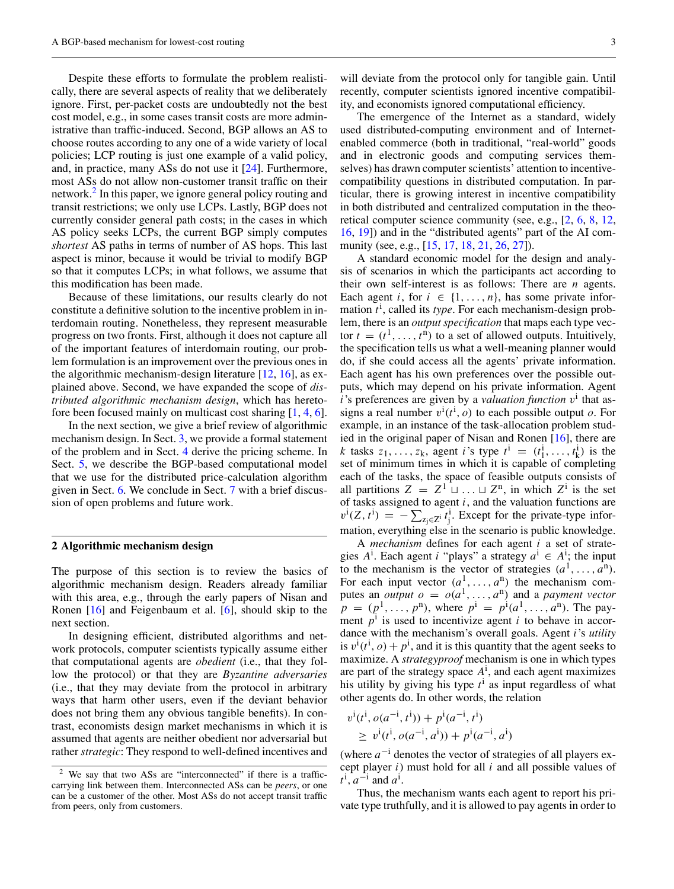Despite these efforts to formulate the problem realistically, there are several aspects of reality that we deliberately ignore. First, per-packet costs are undoubtedly not the best cost model, e.g., in some cases transit costs are more administrative than traffic-induced. Second, BGP allows an AS to choose routes according to any one of a wide variety of local policies; LCP routing is just one example of a valid policy, and, in practice, many ASs do not use it [24]. Furthermore, most ASs do not allow non-customer transit traffic on their network.[2] In this paper, we ignore general policy routing and transit restrictions; we only use LCPs. Lastly, BGP does not currently consider general path costs; in the cases in which AS policy seeks LCPs, the current BGP simply computes *shortest* AS paths in terms of number of AS hops. This last aspect is minor, because it would be trivial to modify BGP so that it computes LCPs; in what follows, we assume that this modification has been made.

Because of these limitations, our results clearly do not constitute a definitive solution to the incentive problem in interdomain routing. Nonetheless, they represent measurable progress on two fronts. First, although it does not capture all of the important features of interdomain routing, our problem formulation is an improvement over the previous ones in the algorithmic mechanism-design literature [12, 16], as explained above. Second, we have expanded the scope of *distributed algorithmic mechanism design*, which has heretofore been focused mainly on multicast cost sharing [1, 4, 6].

In the next section, we give a brief review of algorithmic mechanism design. In Sect. 3, we provide a formal statement of the problem and in Sect. 4 derive the pricing scheme. In Sect. 5, we describe the BGP-based computational model that we use for the distributed price-calculation algorithm given in Sect. 6. We conclude in Sect. 7 with a brief discussion of open problems and future work.

## 2 Algorithmic mechanism design

The purpose of this section is to review the basics of algorithmic mechanism design. Readers already familiar with this area, e.g., through the early papers of Nisan and Ronen [16] and Feigenbaum et al. [6], should skip to the next section.

In designing efficient, distributed algorithms and network protocols, computer scientists typically assume either that computational agents are *obedient* (i.e., that they follow the protocol) or that they are *Byzantine adversaries* (i.e., that they may deviate from the protocol in arbitrary ways that harm other users, even if the deviant behavior does not bring them any obvious tangible benefits). In contrast, economists design market mechanisms in which it is assumed that agents are neither obedient nor adversarial but rather *strategic*: They respond to well-defined incentives and will deviate from the protocol only for tangible gain. Until recently, computer scientists ignored incentive compatibility, and economists ignored computational efficiency.

The emergence of the Internet as a standard, widely used distributed-computing environment and of Internet-enabled commerce (both in traditional, "real-world" goods and in electronic goods and computing services themselves) has drawn computer scientists' attention to incentive-compatibility questions in distributed computation. In particular, there is growing interest in incentive compatibility in both distributed and centralized computation in the theoretical computer science community (see, e.g., [2, 6, 8, 12, 16, 19]) and in the "distributed agents" part of the AI community (see, e.g., [15, 17, 18, 21, 26, 27]).

A standard economic model for the design and analysis of scenarios in which the participants act according to their own self-interest is as follows: There are $n$ agents. Each agent $i$, for $i \in \{1, \ldots, n\}$, has some private information $t^i$, called its *type*. For each mechanism-design problem, there is an *output specification* that maps each type vector $t = (t^1, \ldots, t^n)$ to a set of allowed outputs. Intuitively, the specification tells us what a well-meaning planner would do, if she could access all the agents' private information. Each agent has his own preferences over the possible outputs, which may depend on his private information. Agent $i$'s preferences are given by a *valuation function* $v^i$ that assigns a real number $v^i(t^i, o)$ to each possible output $o$. For example, in an instance of the task-allocation problem studied in the original paper of Nisan and Ronen [16], there are $k$ tasks $z_1, \ldots, z_k$, agent $i$'s type $t^i = (t^i_1, \ldots, t^i_k)$ is the set of minimum times in which it is capable of completing each of the tasks, the space of feasible outputs consists of all partitions $Z = Z^1 \sqcup \ldots \sqcup Z^n$, in which $Z^i$ is the set of tasks assigned to agent $i$, and the valuation functions are $v^i(Z, t^i) = -\sum_{z_j \in Z^i} t^i_j$. Except for the private-type information, everything else in the scenario is public knowledge.

A *mechanism* defines for each agent $i$ a set of strategies $A^i$. Each agent $i$ "plays" a strategy $a^i \in A^i$; the input to the mechanism is the vector of strategies $(a^1, \ldots, a^n)$. For each input vector $(a^1, \ldots, a^n)$ the mechanism computes an *output* $o = o(a^1, \ldots, a^n)$ and a *payment vector* $p = (p^1, \ldots, p^n)$, where $p^i = p^i(a^1, \ldots, a^n)$. The payment $p^i$ is used to incentivize agent $i$ to behave in accordance with the mechanism's overall goals. Agent $i$'s *utility* is $v^i(t^i, o) + p^i$, and it is this quantity that the agent seeks to maximize. A *strategyproof* mechanism is one in which types are part of the strategy space $A^i$, and each agent maximizes his utility by giving his type $t^i$ as input regardless of what other agents do. In other words, the relation

$$
\begin{aligned}
&v^i(t^i, o(a^{-i}, t^i)) + p^i(a^{-i}, t^i) \\
&\geq v^i(t^i, o(a^{-i}, a^i)) + p^i(a^{-i}, a^i)
\end{aligned}
$$

(where $a^{-i}$ denotes the vector of strategies of all players except player $i$) must hold for all $i$ and all possible values of $t^i$, $a^{-i}$ and $a^i$.

Thus, the mechanism wants each agent to report his private type truthfully, and it is allowed to pay agents in order to

[2] We say that two ASs are "interconnected" if there is a traffic-carrying link between them. Interconnected ASs can be *peers*, or one can be a customer of the other. Most ASs do not accept transit traffic from peers, only from customers.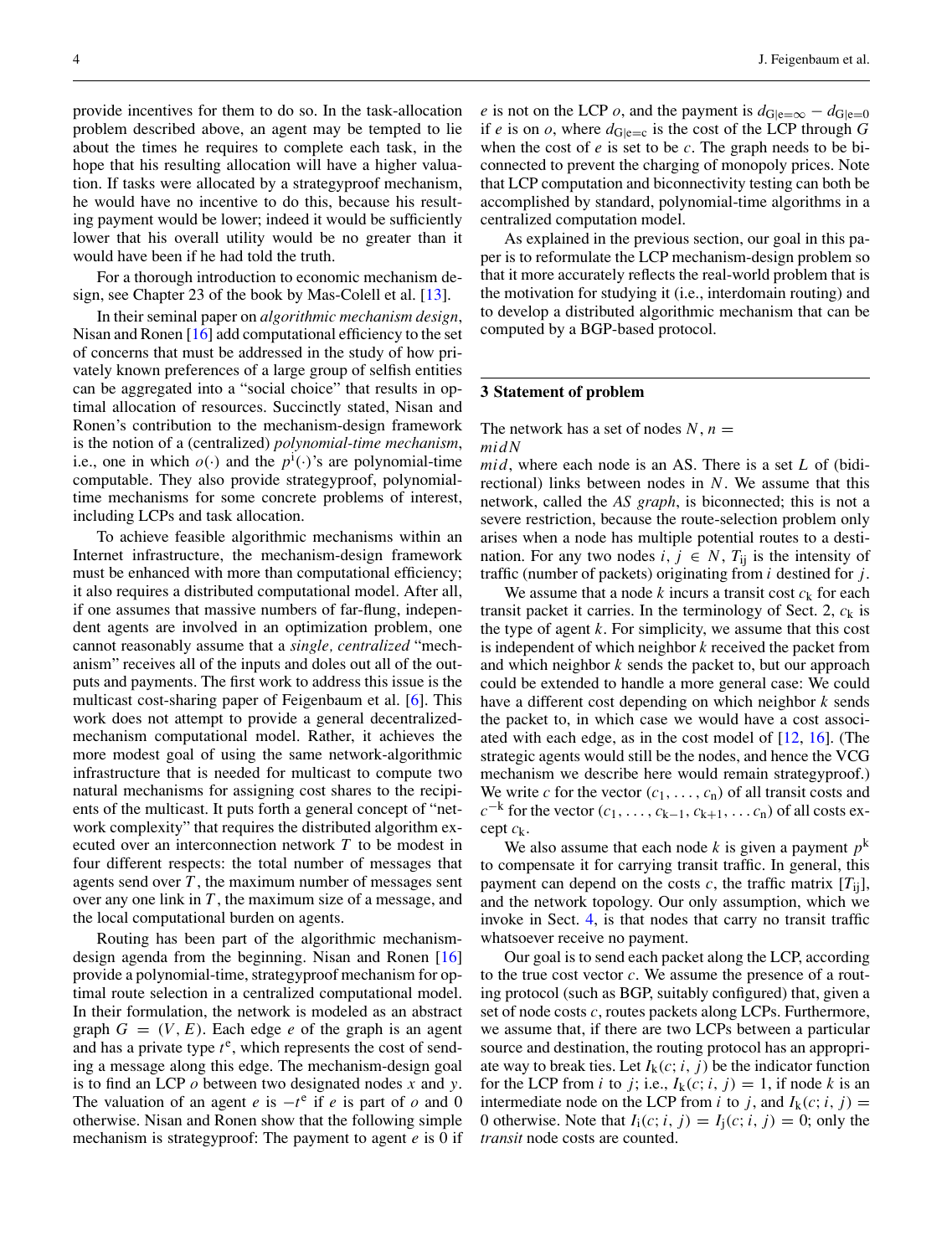provide incentives for them to do so. In the task-allocation problem described above, an agent may be tempted to lie about the times he requires to complete each task, in the hope that his resulting allocation will have a higher valuation. If tasks were allocated by a strategyproof mechanism, he would have no incentive to do this, because his resulting payment would be lower; indeed it would be sufficiently lower that his overall utility would be no greater than it would have been if he had told the truth.

For a thorough introduction to economic mechanism design, see Chapter 23 of the book by Mas-Colell et al. [13].

In their seminal paper on *algorithmic mechanism design*, Nisan and Ronen [16] add computational efficiency to the set of concerns that must be addressed in the study of how privately known preferences of a large group of selfish entities can be aggregated into a "social choice" that results in optimal allocation of resources. Succinctly stated, Nisan and Ronen's contribution to the mechanism-design framework is the notion of a (centralized) *polynomial-time mechanism*, i.e., one in which $o(\cdot)$ and the $p^i(\cdot)$'s are polynomial-time computable. They also provide strategyproof, polynomial-time mechanisms for some concrete problems of interest, including LCPs and task allocation.

To achieve feasible algorithmic mechanisms within an Internet infrastructure, the mechanism-design framework must be enhanced with more than computational efficiency; it also requires a distributed computational model. After all, if one assumes that massive numbers of far-flung, independent agents are involved in an optimization problem, one cannot reasonably assume that a *single, centralized* "mechanism" receives all of the inputs and doles out all of the outputs and payments. The first work to address this issue is the multicast cost-sharing paper of Feigenbaum et al. [6]. This work does not attempt to provide a general decentralized-mechanism computational model. Rather, it achieves the more modest goal of using the same network-algorithmic infrastructure that is needed for multicast to compute two natural mechanisms for assigning cost shares to the recipients of the multicast. It puts forth a general concept of "network complexity" that requires the distributed algorithm executed over an interconnection network $T$ to be modest in four different respects: the total number of messages that agents send over $T$, the maximum number of messages sent over any one link in $T$, the maximum size of a message, and the local computational burden on agents.

Routing has been part of the algorithmic mechanism-design agenda from the beginning. Nisan and Ronen [16] provide a polynomial-time, strategyproof mechanism for optimal route selection in a centralized computational model. In their formulation, the network is modeled as an abstract graph $G = (V, E)$. Each edge $e$ of the graph is an agent and has a private type $t^e$, which represents the cost of sending a message along this edge. The mechanism-design goal is to find an LCP $o$ between two designated nodes $x$ and $y$. The valuation of an agent $e$ is $-t^e$ if $e$ is part of $o$ and 0 otherwise. Nisan and Ronen show that the following simple mechanism is strategyproof: The payment to agent $e$ is 0 if $e$ is not on the LCP $o$, and the payment is $d_{G|e=\infty} - d_{G|e=0}$ if $e$ is on $o$, where $d_{G|e=c}$ is the cost of the LCP through $G$ when the cost of $e$ is set to be $c$. The graph needs to be biconnected to prevent the charging of monopoly prices. Note that LCP computation and biconnectivity testing can both be accomplished by standard, polynomial-time algorithms in a centralized computation model.

As explained in the previous section, our goal in this paper is to reformulate the LCP mechanism-design problem so that it more accurately reflects the real-world problem that is the motivation for studying it (i.e., interdomain routing) and to develop a distributed algorithmic mechanism that can be computed by a BGP-based protocol.

## 3 Statement of problem

The network has a set of nodes $N$, $n = midN mid$, where each node is an AS. There is a set $L$ of (bidirectional) links between nodes in $N$. We assume that this network, called the *AS graph*, is biconnected; this is not a severe restriction, because the route-selection problem only arises when a node has multiple potential routes to a destination. For any two nodes $i, j \in N$, $T_{ij}$ is the intensity of traffic (number of packets) originating from $i$ destined for $j$.

We assume that a node $k$ incurs a transit cost $c_k$ for each transit packet it carries. In the terminology of Sect. 2, $c_k$ is the type of agent $k$. For simplicity, we assume that this cost is independent of which neighbor $k$ received the packet from and which neighbor $k$ sends the packet to, but our approach could be extended to handle a more general case: We could have a different cost depending on which neighbor $k$ sends the packet to, in which case we would have a cost associated with each edge, as in the cost model of [12, 16]. (The strategic agents would still be the nodes, and hence the VCG mechanism we describe here would remain strategyproof.) We write $c$ for the vector $(c_1, \ldots, c_n)$ of all transit costs and $c^{-k}$ for the vector $(c_1, \ldots, c_{k-1}, c_{k+1}, \ldots c_n)$ of all costs except $c_k$.

We also assume that each node $k$ is given a payment $p^k$ to compensate it for carrying transit traffic. In general, this payment can depend on the costs $c$, the traffic matrix $[T_{ij}]$, and the network topology. Our only assumption, which we invoke in Sect. 4, is that nodes that carry no transit traffic whatsoever receive no payment.

Our goal is to send each packet along the LCP, according to the true cost vector $c$. We assume the presence of a routing protocol (such as BGP, suitably configured) that, given a set of node costs $c$, routes packets along LCPs. Furthermore, we assume that, if there are two LCPs between a particular source and destination, the routing protocol has an appropriate way to break ties. Let $I_k(c; i, j)$ be the indicator function for the LCP from $i$ to $j$; i.e., $I_k(c; i, j) = 1$, if node $k$ is an intermediate node on the LCP from $i$ to $j$, and $I_k(c; i, j) = 0$ otherwise. Note that $I_i(c; i, j) = I_j(c; i, j) = 0$; only the *transit* node costs are counted.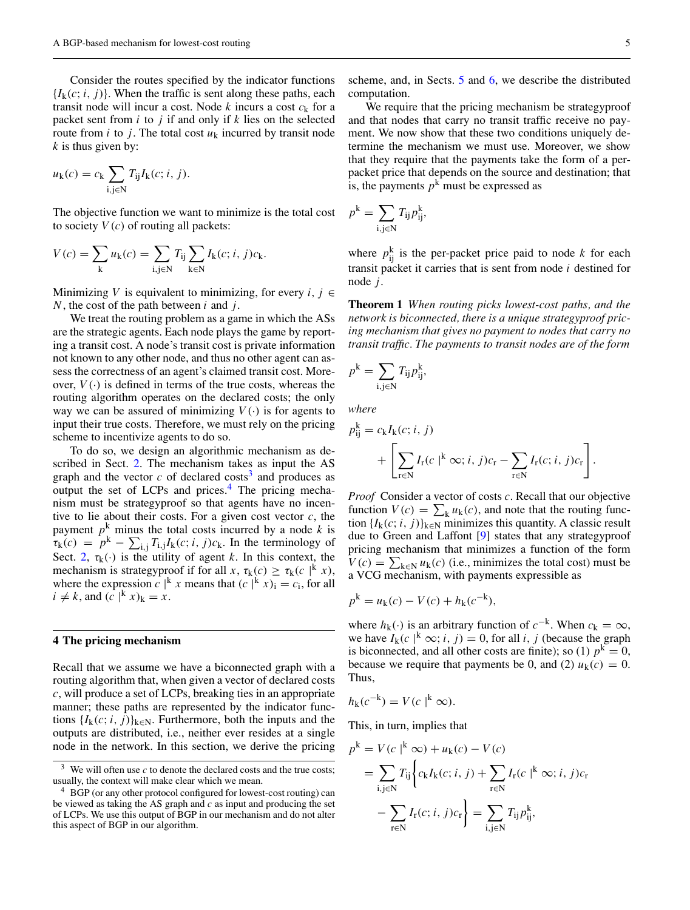Consider the routes specified by the indicator functions $\{I_k(c; i, j)\}$. When the traffic is sent along these paths, each transit node will incur a cost. Node $k$ incurs a cost $c_k$ for a packet sent from $i$ to $j$ if and only if $k$ lies on the selected route from $i$ to $j$. The total cost $u_k$ incurred by transit node $k$ is thus given by:

$$u_k(c) = c_k \sum_{i,j \in N} T_{ij} I_k(c; i, j).$$

The objective function we want to minimize is the total cost to society $V(c)$ of routing all packets:

$$V(c) = \sum_k u_k(c) = \sum_{i,j \in N} T_{ij} \sum_{k \in N} I_k(c; i, j) c_k.$$

Minimizing $V$ is equivalent to minimizing, for every $i, j \in N$, the cost of the path between $i$ and $j$.

We treat the routing problem as a game in which the ASs are the strategic agents. Each node plays the game by reporting a transit cost. A node's transit cost is private information not known to any other node, and thus no other agent can assess the correctness of an agent's claimed transit cost. Moreover, $V(\cdot)$ is defined in terms of the true costs, whereas the routing algorithm operates on the declared costs; the only way we can be assured of minimizing $V(\cdot)$ is for agents to input their true costs. Therefore, we must rely on the pricing scheme to incentivize agents to do so.

To do so, we design an algorithmic mechanism as described in Sect. 2. The mechanism takes as input the AS graph and the vector $c$ of declared costs[3] and produces as output the set of LCPs and prices.[4] The pricing mechanism must be strategyproof so that agents have no incentive to lie about their costs. For a given cost vector $c$, the payment $p^k$ minus the total costs incurred by a node $k$ is $\tau_k(c) = p^k - \sum_{i,j} T_{i,j} I_k(c; i, j) c_k$. In the terminology of Sect. 2, $\tau_k(\cdot)$ is the utility of agent $k$. In this context, the mechanism is strategyproof if for all $x$, $\tau_k(c) \geq \tau_k(c \,|^k\, x)$, where the expression $c \,|^k\, x$ means that $(c \,|^k\, x)_i = c_i$, for all $i \neq k$, and $(c \,|^k\, x)_k = x$.

## 4 The pricing mechanism

Recall that we assume we have a biconnected graph with a routing algorithm that, when given a vector of declared costs $c$, will produce a set of LCPs, breaking ties in an appropriate manner; these paths are represented by the indicator functions $\{I_k(c; i, j)\}_{k \in N}$. Furthermore, both the inputs and the outputs are distributed, i.e., neither ever resides at a single node in the network. In this section, we derive the pricing scheme, and, in Sects. 5 and 6, we describe the distributed computation.

We require that the pricing mechanism be strategyproof and that nodes that carry no transit traffic receive no payment. We now show that these two conditions uniquely determine the mechanism we must use. Moreover, we show that they require that the payments take the form of a per-packet price that depends on the source and destination; that is, the payments $p^k$ must be expressed as

$$p^k = \sum_{i,j \in N} T_{ij} p^k_{ij},$$

where $p^k_{ij}$ is the per-packet price paid to node $k$ for each transit packet it carries that is sent from node $i$ destined for node $j$.

**Theorem 1** *When routing picks lowest-cost paths, and the network is biconnected, there is a unique strategyproof pricing mechanism that gives no payment to nodes that carry no transit traffic. The payments to transit nodes are of the form*

$$p^k = \sum_{i,j \in N} T_{ij} p^k_{ij},$$

*where*

$$p^k_{ij} = c_k I_k(c; i, j) + \left[ \sum_{r \in N} I_r(c \,|^k\, \infty; i, j) c_r - \sum_{r \in N} I_r(c; i, j) c_r \right].$$

*Proof* Consider a vector of costs $c$. Recall that our objective function $V(c) = \sum_k u_k(c)$, and note that the routing function $\{I_k(c; i, j)\}_{k \in N}$ minimizes this quantity. A classic result due to Green and Laffont [9] states that any strategyproof pricing mechanism that minimizes a function of the form $V(c) = \sum_{k \in N} u_k(c)$ (i.e., minimizes the total cost) must be a VCG mechanism, with payments expressible as

$$p^k = u_k(c) - V(c) + h_k(c^{-k}),$$

where $h_k(\cdot)$ is an arbitrary function of $c^{-k}$. When $c_k = \infty$, we have $I_k(c \,|^k\, \infty; i, j) = 0$, for all $i, j$ (because the graph is biconnected, and all other costs are finite); so (1) $p^k = 0$, because we require that payments be 0, and (2) $u_k(c) = 0$. Thus,

$$h_k(c^{-k}) = V(c \,|^k\, \infty).$$

This, in turn, implies that

$$\begin{aligned}
p^k &= V(c \,|^k\, \infty) + u_k(c) - V(c) \\
&= \sum_{i,j \in N} T_{ij} \Bigg\{ c_k I_k(c; i, j) + \sum_{r \in N} I_r(c \,|^k\, \infty; i, j) c_r \\
&\quad - \sum_{r \in N} I_r(c; i, j) c_r \Bigg\} = \sum_{i,j \in N} T_{ij} p^k_{ij},
\end{aligned}$$

---

[3] We will often use $c$ to denote the declared costs and the true costs; usually, the context will make clear which we mean.

[4] BGP (or any other protocol configured for lowest-cost routing) can be viewed as taking the AS graph and $c$ as input and producing the set of LCPs. We use this output of BGP in our mechanism and do not alter this aspect of BGP in our algorithm.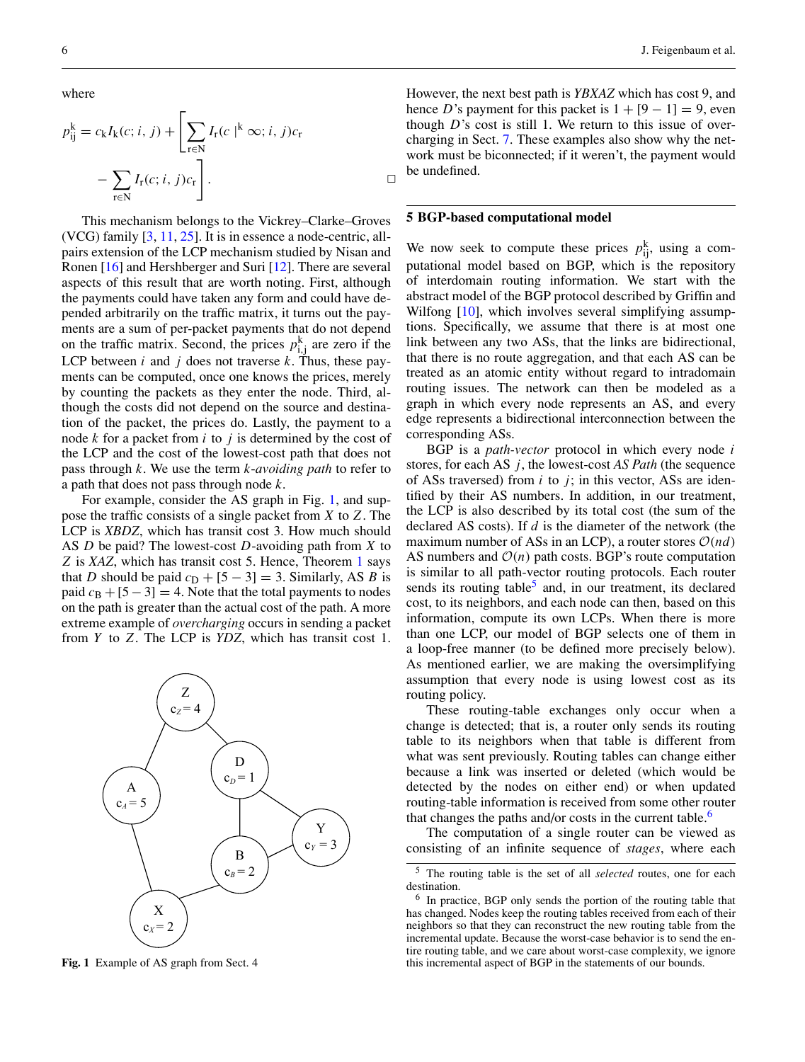where

$$p_{ij}^{k} = c_k I_k(c; i, j) + \left[ \sum_{r \in N} I_r(c \mid^k \infty; i, j) c_r - \sum_{r \in N} I_r(c; i, j) c_r \right]. \qquad \square$$

This mechanism belongs to the Vickrey–Clarke–Groves (VCG) family [3, 11, 25]. It is in essence a node-centric, all-pairs extension of the LCP mechanism studied by Nisan and Ronen [16] and Hershberger and Suri [12]. There are several aspects of this result that are worth noting. First, although the payments could have taken any form and could have depended arbitrarily on the traffic matrix, it turns out the payments are a sum of per-packet payments that do not depend on the traffic matrix. Second, the prices $p_{i,j}^{k}$ are zero if the LCP between $i$ and $j$ does not traverse $k$. Thus, these payments can be computed, once one knows the prices, merely by counting the packets as they enter the node. Third, although the costs did not depend on the source and destination of the packet, the prices do. Lastly, the payment to a node $k$ for a packet from $i$ to $j$ is determined by the cost of the LCP and the cost of the lowest-cost path that does not pass through $k$. We use the term *k-avoiding path* to refer to a path that does not pass through node $k$.

For example, consider the AS graph in Fig. 1, and suppose the traffic consists of a single packet from $X$ to $Z$. The LCP is $XBDZ$, which has transit cost 3. How much should AS $D$ be paid? The lowest-cost $D$-avoiding path from $X$ to $Z$ is $XAZ$, which has transit cost 5. Hence, Theorem 1 says that $D$ should be paid $c_D + [5 - 3] = 3$. Similarly, AS $B$ is paid $c_B + [5 - 3] = 4$. Note that the total payments to nodes on the path is greater than the actual cost of the path. A more extreme example of *overcharging* occurs in sending a packet from $Y$ to $Z$. The LCP is $YDZ$, which has transit cost 1. However, the next best path is $YBXAZ$ which has cost 9, and hence $D$'s payment for this packet is $1 + [9 - 1] = 9$, even though $D$'s cost is still 1. We return to this issue of overcharging in Sect. 7. These examples also show why the network must be biconnected; if it weren't, the payment would be undefined.

Z
$c_Z = 4$
A
$c_A = 5$
D
$c_D = 1$
Y
$c_Y = 3$
B
$c_B = 2$
X
$c_X = 2$

**Fig. 1** Example of AS graph from Sect. 4

## 5 BGP-based computational model

We now seek to compute these prices $p_{ij}^{k}$, using a computational model based on BGP, which is the repository of interdomain routing information. We start with the abstract model of the BGP protocol described by Griffin and Wilfong [10], which involves several simplifying assumptions. Specifically, we assume that there is at most one link between any two ASs, that the links are bidirectional, that there is no route aggregation, and that each AS can be treated as an atomic entity without regard to intradomain routing issues. The network can then be modeled as a graph in which every node represents an AS, and every edge represents a bidirectional interconnection between the corresponding ASs.

BGP is a *path-vector* protocol in which every node $i$ stores, for each AS $j$, the lowest-cost *AS Path* (the sequence of ASs traversed) from $i$ to $j$; in this vector, ASs are identified by their AS numbers. In addition, in our treatment, the LCP is also described by its total cost (the sum of the declared AS costs). If $d$ is the diameter of the network (the maximum number of ASs in an LCP), a router stores $\mathcal{O}(nd)$ AS numbers and $\mathcal{O}(n)$ path costs. BGP's route computation is similar to all path-vector routing protocols. Each router sends its routing table[5] and, in our treatment, its declared cost, to its neighbors, and each node can then, based on this information, compute its own LCPs. When there is more than one LCP, our model of BGP selects one of them in a loop-free manner (to be defined more precisely below). As mentioned earlier, we are making the oversimplifying assumption that every node is using lowest cost as its routing policy.

These routing-table exchanges only occur when a change is detected; that is, a router only sends its routing table to its neighbors when that table is different from what was sent previously. Routing tables can change either because a link was inserted or deleted (which would be detected by the nodes on either end) or when updated routing-table information is received from some other router that changes the paths and/or costs in the current table.[6]

The computation of a single router can be viewed as consisting of an infinite sequence of *stages*, where each

[5] The routing table is the set of all *selected* routes, one for each destination.

[6] In practice, BGP only sends the portion of the routing table that has changed. Nodes keep the routing tables received from each of their neighbors so that they can reconstruct the new routing table from the incremental update. Because the worst-case behavior is to send the entire routing table, and we care about worst-case complexity, we ignore this incremental aspect of BGP in the statements of our bounds.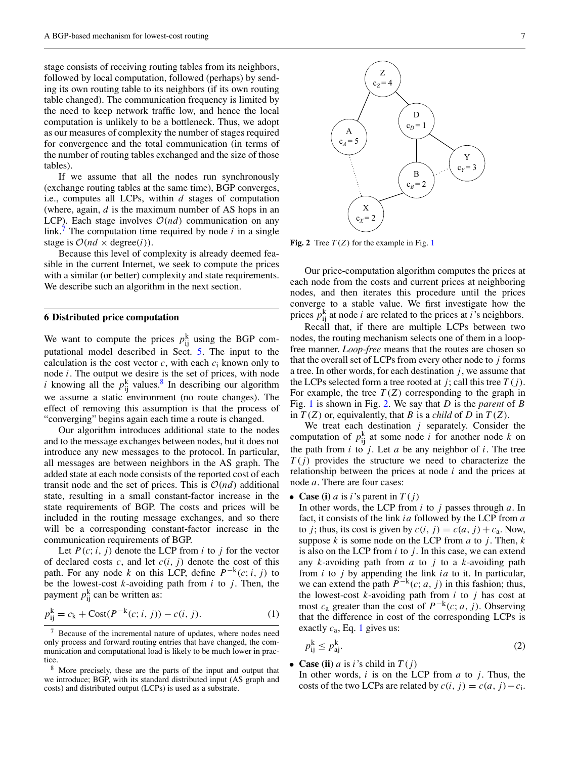stage consists of receiving routing tables from its neighbors, followed by local computation, followed (perhaps) by sending its own routing table to its neighbors (if its own routing table changed). The communication frequency is limited by the need to keep network traffic low, and hence the local computation is unlikely to be a bottleneck. Thus, we adopt as our measures of complexity the number of stages required for convergence and the total communication (in terms of the number of routing tables exchanged and the size of those tables).

If we assume that all the nodes run synchronously (exchange routing tables at the same time), BGP converges, i.e., computes all LCPs, within $d$ stages of computation (where, again, $d$ is the maximum number of AS hops in an LCP). Each stage involves $\mathcal{O}(nd)$ communication on any link.[7] The computation time required by node $i$ in a single stage is $\mathcal{O}(nd \times \text{degree}(i))$.

Because this level of complexity is already deemed feasible in the current Internet, we seek to compute the prices with a similar (or better) complexity and state requirements. We describe such an algorithm in the next section.

## 6 Distributed price computation

We want to compute the prices $p^k_{ij}$ using the BGP computational model described in Sect. 5. The input to the calculation is the cost vector $c$, with each $c_i$ known only to node $i$. The output we desire is the set of prices, with node $i$ knowing all the $p^k_{ij}$ values.[8] In describing our algorithm we assume a static environment (no route changes). The effect of removing this assumption is that the process of "converging" begins again each time a route is changed.

Our algorithm introduces additional state to the nodes and to the message exchanges between nodes, but it does not introduce any new messages to the protocol. In particular, all messages are between neighbors in the AS graph. The added state at each node consists of the reported cost of each transit node and the set of prices. This is $\mathcal{O}(nd)$ additional state, resulting in a small constant-factor increase in the state requirements of BGP. The costs and prices will be included in the routing message exchanges, and so there will be a corresponding constant-factor increase in the communication requirements of BGP.

Let $P(c; i, j)$ denote the LCP from $i$ to $j$ for the vector of declared costs $c$, and let $c(i, j)$ denote the cost of this path. For any node $k$ on this LCP, define $P^{-k}(c; i, j)$ to be the lowest-cost $k$-avoiding path from $i$ to $j$. Then, the payment $p^k_{ij}$ can be written as:

$$p^k_{ij} = c_k + \text{Cost}(P^{-k}(c; i, j)) - c(i, j). \quad (1)$$

[7] Because of the incremental nature of updates, where nodes need only process and forward routing entries that have changed, the communication and computational load is likely to be much lower in practice.

[8] More precisely, these are the parts of the input and output that we introduce; BGP, with its standard distributed input (AS graph and costs) and distributed output (LCPs) is used as a substrate.

**Fig. 2** Tree $T(Z)$ for the example in Fig. 1

Our price-computation algorithm computes the prices at each node from the costs and current prices at neighboring nodes, and then iterates this procedure until the prices converge to a stable value. We first investigate how the prices $p^k_{ij}$ at node $i$ are related to the prices at $i$'s neighbors.

Recall that, if there are multiple LCPs between two nodes, the routing mechanism selects one of them in a loop-free manner. *Loop-free* means that the routes are chosen so that the overall set of LCPs from every other node to $j$ forms a tree. In other words, for each destination $j$, we assume that the LCPs selected form a tree rooted at $j$; call this tree $T(j)$. For example, the tree $T(Z)$ corresponding to the graph in Fig. 1 is shown in Fig. 2. We say that $D$ is the *parent* of $B$ in $T(Z)$ or, equivalently, that $B$ is a *child* of $D$ in $T(Z)$.

We treat each destination $j$ separately. Consider the computation of $p^k_{ij}$ at some node $i$ for another node $k$ on the path from $i$ to $j$. Let $a$ be any neighbor of $i$. The tree $T(j)$ provides the structure we need to characterize the relationship between the prices at node $i$ and the prices at node $a$. There are four cases:

- **Case (i)** $a$ is $i$'s parent in $T(j)$
  In other words, the LCP from $i$ to $j$ passes through $a$. In fact, it consists of the link $ia$ followed by the LCP from $a$ to $j$; thus, its cost is given by $c(i, j) = c(a, j) + c_a$. Now, suppose $k$ is some node on the LCP from $a$ to $j$. Then, $k$ is also on the LCP from $i$ to $j$. In this case, we can extend any $k$-avoiding path from $a$ to $j$ to a $k$-avoiding path from $i$ to $j$ by appending the link $ia$ to it. In particular, we can extend the path $P^{-k}(c; a, j)$ in this fashion; thus, the lowest-cost $k$-avoiding path from $i$ to $j$ has cost at most $c_a$ greater than the cost of $P^{-k}(c; a, j)$. Observing that the difference in cost of the corresponding LCPs is exactly $c_a$, Eq. 1 gives us:

$$p^k_{ij} \leq p^k_{aj}. \quad (2)$$

- **Case (ii)** $a$ is $i$'s child in $T(j)$
  In other words, $i$ is on the LCP from $a$ to $j$. Thus, the costs of the two LCPs are related by $c(i, j) = c(a, j) - c_i$.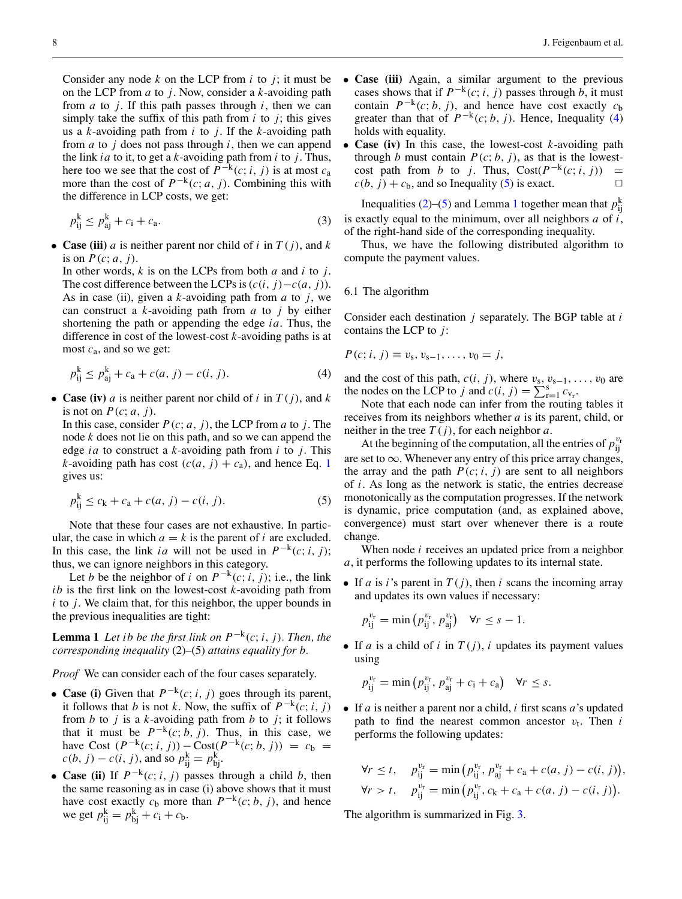Consider any node $k$ on the LCP from $i$ to $j$; it must be on the LCP from $a$ to $j$. Now, consider a $k$-avoiding path from $a$ to $j$. If this path passes through $i$, then we can simply take the suffix of this path from $i$ to $j$; this gives us a $k$-avoiding path from $i$ to $j$. If the $k$-avoiding path from $a$ to $j$ does not pass through $i$, then we can append the link $ia$ to it, to get a $k$-avoiding path from $i$ to $j$. Thus, here too we see that the cost of $P^{-k}(c; i, j)$ is at most $c_a$ more than the cost of $P^{-k}(c; a, j)$. Combining this with the difference in LCP costs, we get:

$$p_{ij}^k \leq p_{aj}^k + c_i + c_a. \tag{3}$$

- **Case (iii)** $a$ is neither parent nor child of $i$ in $T(j)$, and $k$ is on $P(c; a, j)$.
  In other words, $k$ is on the LCPs from both $a$ and $i$ to $j$. The cost difference between the LCPs is $(c(i, j) - c(a, j))$. As in case (ii), given a $k$-avoiding path from $a$ to $j$, we can construct a $k$-avoiding path from $a$ to $j$ by either shortening the path or appending the edge $ia$. Thus, the difference in cost of the lowest-cost $k$-avoiding paths is at most $c_a$, and so we get:

$$p_{ij}^k \leq p_{aj}^k + c_a + c(a, j) - c(i, j). \tag{4}$$

- **Case (iv)** $a$ is neither parent nor child of $i$ in $T(j)$, and $k$ is not on $P(c; a, j)$.
  In this case, consider $P(c; a, j)$, the LCP from $a$ to $j$. The node $k$ does not lie on this path, and so we can append the edge $ia$ to construct a $k$-avoiding path from $i$ to $j$. This $k$-avoiding path has cost $(c(a, j) + c_a)$, and hence Eq. 1 gives us:

$$p_{ij}^k \leq c_k + c_a + c(a, j) - c(i, j). \tag{5}$$

Note that these four cases are not exhaustive. In particular, the case in which $a = k$ is the parent of $i$ are excluded. In this case, the link $ia$ will not be used in $P^{-k}(c; i, j)$; thus, we can ignore neighbors in this category.

Let $b$ be the neighbor of $i$ on $P^{-k}(c; i, j)$; i.e., the link $ib$ is the first link on the lowest-cost $k$-avoiding path from $i$ to $j$. We claim that, for this neighbor, the upper bounds in the previous inequalities are tight:

**Lemma 1** *Let $ib$ be the first link on $P^{-k}(c; i, j)$. Then, the corresponding inequality* (2)–(5) *attains equality for $b$.*

*Proof* We can consider each of the four cases separately.

- **Case (i)** Given that $P^{-k}(c; i, j)$ goes through its parent, it follows that $b$ is not $k$. Now, the suffix of $P^{-k}(c; i, j)$ from $b$ to $j$ is a $k$-avoiding path from $b$ to $j$; it follows that it must be $P^{-k}(c; b, j)$. Thus, in this case, we have Cost $(P^{-k}(c; i, j)) - \text{Cost}(P^{-k}(c; b, j)) = c_b = c(b, j) - c(i, j)$, and so $p_{ij}^k = p_{bj}^k$.
- **Case (ii)** If $P^{-k}(c; i, j)$ passes through a child $b$, then the same reasoning as in case (i) above shows that it must have cost exactly $c_b$ more than $P^{-k}(c; b, j)$, and hence we get $p_{ij}^k = p_{bj}^k + c_i + c_b$.
- **Case (iii)** Again, a similar argument to the previous cases shows that if $P^{-k}(c; i, j)$ passes through $b$, it must contain $P^{-k}(c; b, j)$, and hence have cost exactly $c_b$ greater than that of $P^{-k}(c; b, j)$. Hence, Inequality (4) holds with equality.
- **Case (iv)** In this case, the lowest-cost $k$-avoiding path through $b$ must contain $P(c; b, j)$, as that is the lowest-cost path from $b$ to $j$. Thus, $\text{Cost}(P^{-k}(c; i, j)) = c(b, j) + c_b$, and so Inequality (5) is exact. □

Inequalities (2)–(5) and Lemma 1 together mean that $p_{ij}^k$ is exactly equal to the minimum, over all neighbors $a$ of $i$, of the right-hand side of the corresponding inequality.

Thus, we have the following distributed algorithm to compute the payment values.

### 6.1 The algorithm

Consider each destination $j$ separately. The BGP table at $i$ contains the LCP to $j$:

$$P(c; i, j) \equiv v_s, v_{s-1}, \ldots, v_0 = j,$$

and the cost of this path, $c(i, j)$, where $v_s, v_{s-1}, \ldots, v_0$ are the nodes on the LCP to $j$ and $c(i, j) = \sum_{r=1}^{s} c_{v_r}$.

Note that each node can infer from the routing tables it receives from its neighbors whether $a$ is its parent, child, or neither in the tree $T(j)$, for each neighbor $a$.

At the beginning of the computation, all the entries of $p_{ij}^{v_r}$ are set to $\infty$. Whenever any entry of this price array changes, the array and the path $P(c; i, j)$ are sent to all neighbors of $i$. As long as the network is static, the entries decrease monotonically as the computation progresses. If the network is dynamic, price computation (and, as explained above, convergence) must start over whenever there is a route change.

When node $i$ receives an updated price from a neighbor $a$, it performs the following updates to its internal state.

- If $a$ is $i$'s parent in $T(j)$, then $i$ scans the incoming array and updates its own values if necessary:

$$p_{ij}^{v_r} = \min\left(p_{ij}^{v_r}, p_{aj}^{v_r}\right) \quad \forall r \leq s - 1.$$

- If $a$ is a child of $i$ in $T(j)$, $i$ updates its payment values using

$$p_{ij}^{v_r} = \min\left(p_{ij}^{v_r}, p_{aj}^{v_r} + c_i + c_a\right) \quad \forall r \leq s.$$

- If $a$ is neither a parent nor a child, $i$ first scans $a$'s updated path to find the nearest common ancestor $v_t$. Then $i$ performs the following updates:

$$\forall r \leq t, \quad p_{ij}^{v_r} = \min\left(p_{ij}^{v_r}, p_{aj}^{v_r} + c_a + c(a, j) - c(i, j)\right),$$
$$\forall r > t, \quad p_{ij}^{v_r} = \min\left(p_{ij}^{v_r}, c_k + c_a + c(a, j) - c(i, j)\right).$$

The algorithm is summarized in Fig. 3.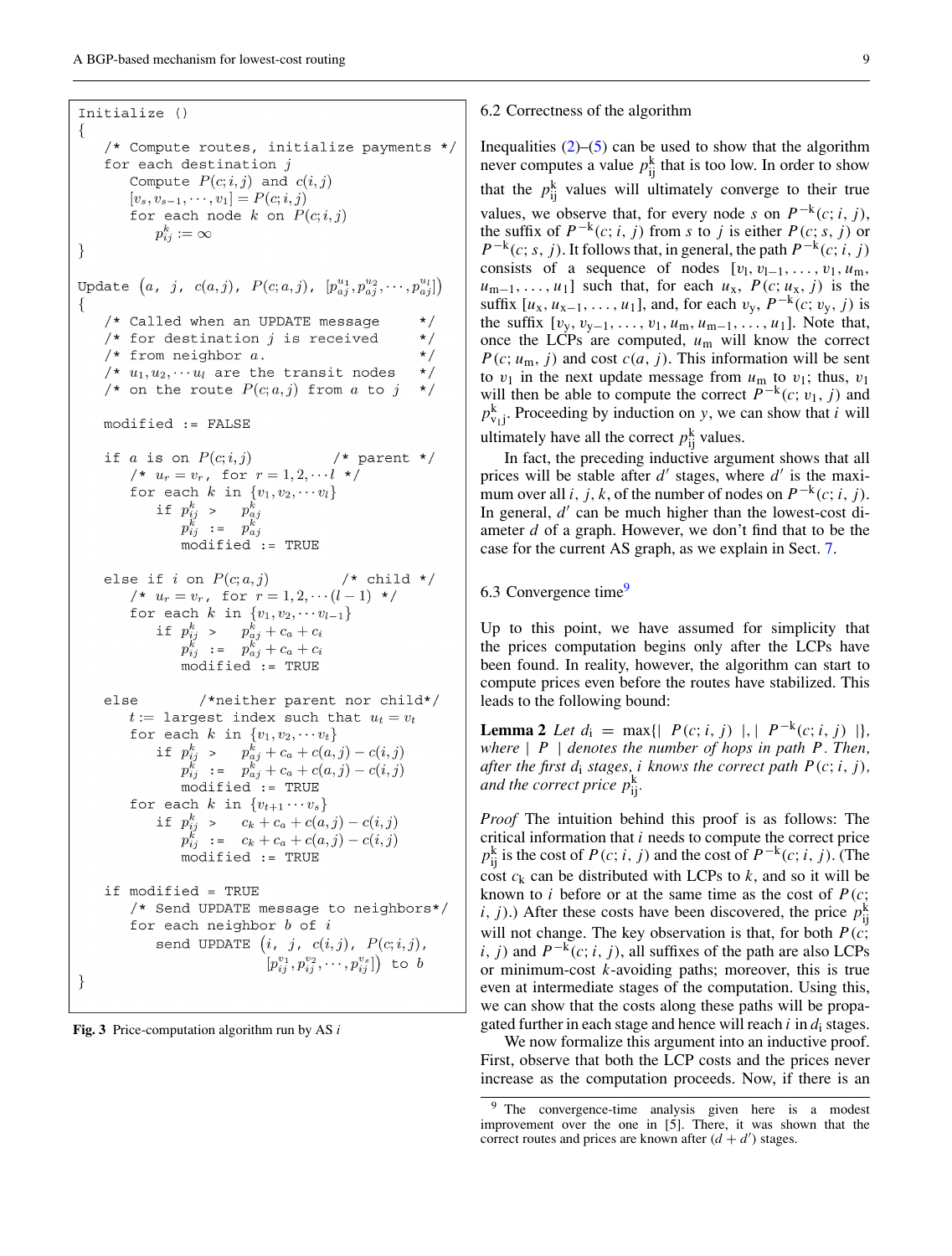```
Initialize ()
{
   /* Compute routes, initialize payments */
   for each destination j
      Compute P(c;i,j) and c(i,j)
      [v_s, v_{s-1}, ..., v_1] = P(c;i,j)
      for each node k on P(c;i,j)
         p_ij^k := ∞
}

Update (a, j, c(a,j), P(c;a,j), [p_aj^{u_1}, p_aj^{u_2}, ..., p_aj^{u_l}])
{
   /* Called when an UPDATE message    */
   /* for destination j is received    */
   /* from neighbor a.                 */
   /* u_1,u_2,...u_l are the transit nodes */
   /* on the route P(c;a,j) from a to j   */

   modified := FALSE

   if a is on P(c;i,j)          /* parent */
      /* u_r = v_r, for r = 1,2,...l */
      for each k in {v_1, v_2, ... v_l}
         if p_ij^k >  p_aj^k
            p_ij^k := p_aj^k
            modified := TRUE

   else if i on P(c;a,j)         /* child */
      /* u_r = v_r, for r = 1,2,...(l-1) */
      for each k in {v_1, v_2, ... v_{l-1}}
         if p_ij^k >  p_aj^k + c_a + c_i
            p_ij^k := p_aj^k + c_a + c_i
            modified := TRUE

   else        /*neither parent nor child*/
      t := largest index such that u_t = v_t
      for each k in {v_1, v_2, ... v_t}
         if p_ij^k >  p_aj^k + c_a + c(a,j) - c(i,j)
            p_ij^k := p_aj^k + c_a + c(a,j) - c(i,j)
            modified := TRUE
      for each k in {v_{t+1} ... v_s}
         if p_ij^k >  c_k + c_a + c(a,j) - c(i,j)
            p_ij^k := c_k + c_a + c(a,j) - c(i,j)
            modified := TRUE

   if modified = TRUE
      /* Send UPDATE message to neighbors*/
      for each neighbor b of i
         send UPDATE (i, j, c(i,j), P(c;i,j),
                      [p_ij^{v_1}, p_ij^{v_2}, ..., p_ij^{v_s}]) to b
}
```

**Fig. 3** Price-computation algorithm run by AS $i$

### 6.2 Correctness of the algorithm

Inequalities (2)–(5) can be used to show that the algorithm never computes a value $p^k_{ij}$ that is too low. In order to show that the $p^k_{ij}$ values will ultimately converge to their true values, we observe that, for every node $s$ on $P^{-k}(c; i, j)$, the suffix of $P^{-k}(c; i, j)$ from $s$ to $j$ is either $P(c; s, j)$ or $P^{-k}(c; s, j)$. It follows that, in general, the path $P^{-k}(c; i, j)$ consists of a sequence of nodes $[v_l, v_{l-1}, \ldots, v_1, u_m, u_{m-1}, \ldots, u_1]$ such that, for each $u_x$, $P(c; u_x, j)$ is the suffix $[u_x, u_{x-1}, \ldots, u_1]$, and, for each $v_y$, $P^{-k}(c; v_y, j)$ is the suffix $[v_y, v_{y-1}, \ldots, v_1, u_m, u_{m-1}, \ldots, u_1]$. Note that, once the LCPs are computed, $u_m$ will know the correct $P(c; u_m, j)$ and cost $c(a, j)$. This information will be sent to $v_1$ in the next update message from $u_m$ to $v_1$; thus, $v_1$ will then be able to compute the correct $P^{-k}(c; v_1, j)$ and $p^k_{v_1 j}$. Proceeding by induction on $y$, we can show that $i$ will ultimately have all the correct $p^k_{ij}$ values.

In fact, the preceding inductive argument shows that all prices will be stable after $d'$ stages, where $d'$ is the maximum over all $i$, $j$, $k$, of the number of nodes on $P^{-k}(c; i, j)$. In general, $d'$ can be much higher than the lowest-cost diameter $d$ of a graph. However, we don't find that to be the case for the current AS graph, as we explain in Sect. 7.

### 6.3 Convergence time[9]

Up to this point, we have assumed for simplicity that the prices computation begins only after the LCPs have been found. In reality, however, the algorithm can start to compute prices even before the routes have stabilized. This leads to the following bound:

**Lemma 2** *Let $d_i = \max\{|\ P(c; i, j)\ |, |\ P^{-k}(c; i, j)\ |\}$, where $|\ P\ |$ denotes the number of hops in path $P$. Then, after the first $d_i$ stages, $i$ knows the correct path $P(c; i, j)$, and the correct price $p^k_{ij}$.*

*Proof* The intuition behind this proof is as follows: The critical information that $i$ needs to compute the correct price $p^k_{ij}$ is the cost of $P(c; i, j)$ and the cost of $P^{-k}(c; i, j)$. (The cost $c_k$ can be distributed with LCPs to $k$, and so it will be known to $i$ before or at the same time as the cost of $P(c; i, j)$.) After these costs have been discovered, the price $p^k_{ij}$ will not change. The key observation is that, for both $P(c; i, j)$ and $P^{-k}(c; i, j)$, all suffixes of the path are also LCPs or minimum-cost $k$-avoiding paths; moreover, this is true even at intermediate stages of the computation. Using this, we can show that the costs along these paths will be propagated further in each stage and hence will reach $i$ in $d_i$ stages.

We now formalize this argument into an inductive proof. First, observe that both the LCP costs and the prices never increase as the computation proceeds. Now, if there is an

[9] The convergence-time analysis given here is a modest improvement over the one in [5]. There, it was shown that the correct routes and prices are known after $(d + d')$ stages.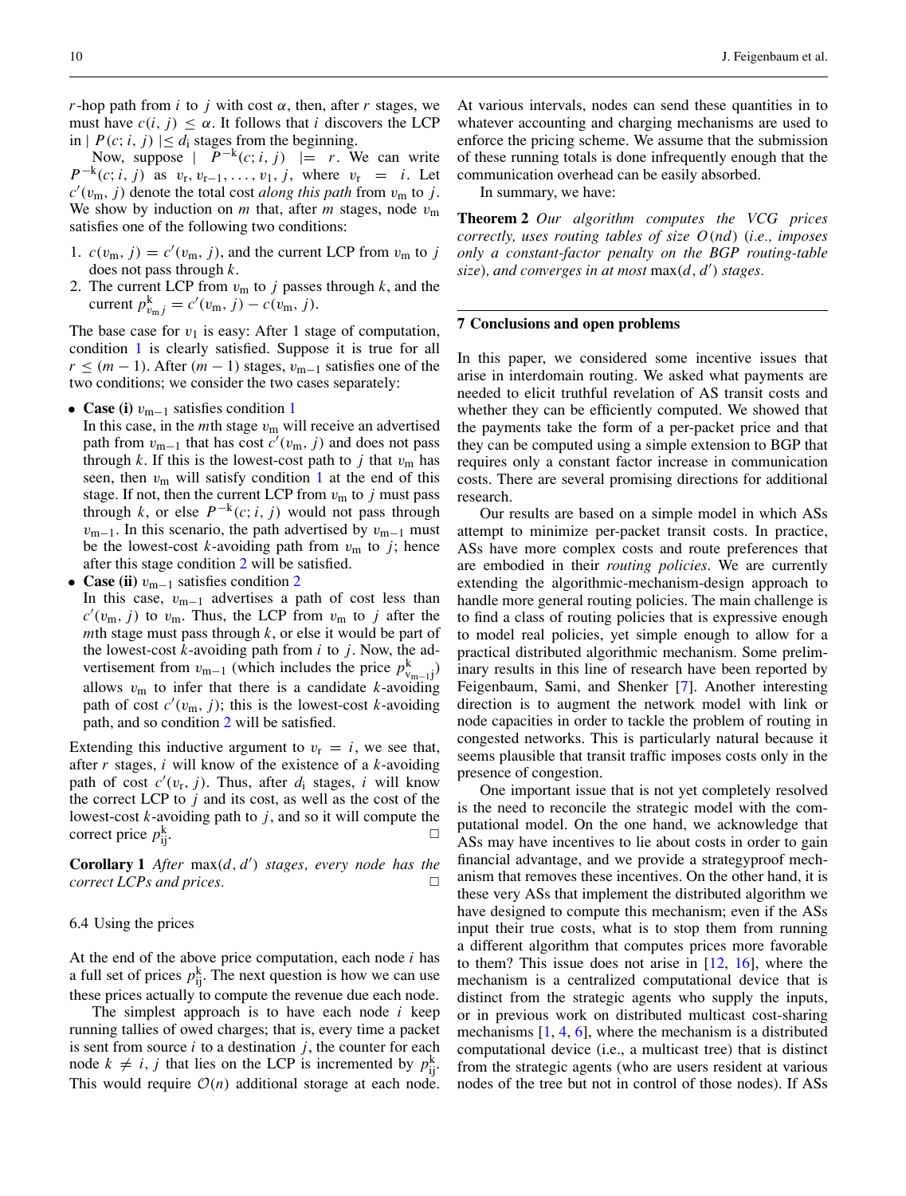$r$-hop path from $i$ to $j$ with cost $\alpha$, then, after $r$ stages, we must have $c(i, j) \leq \alpha$. It follows that $i$ discovers the LCP in $| P(c; i, j) | \leq d_i$ stages from the beginning.

Now, suppose $| P^{-k}(c; i, j) | = r$. We can write $P^{-k}(c; i, j)$ as $v_r, v_{r-1}, \ldots, v_1, j$, where $v_r = i$. Let $c'(v_m, j)$ denote the total cost *along this path* from $v_m$ to $j$. We show by induction on $m$ that, after $m$ stages, node $v_m$ satisfies one of the following two conditions:

1. $c(v_m, j) = c'(v_m, j)$, and the current LCP from $v_m$ to $j$ does not pass through $k$.
2. The current LCP from $v_m$ to $j$ passes through $k$, and the current $p^k_{v_m j} = c'(v_m, j) - c(v_m, j)$.

The base case for $v_1$ is easy: After 1 stage of computation, condition 1 is clearly satisfied. Suppose it is true for all $r \leq (m-1)$. After $(m-1)$ stages, $v_{m-1}$ satisfies one of the two conditions; we consider the two cases separately:

- **Case (i)** $v_{m-1}$ satisfies condition 1
  In this case, in the $m$th stage $v_m$ will receive an advertised path from $v_{m-1}$ that has cost $c'(v_m, j)$ and does not pass through $k$. If this is the lowest-cost path to $j$ that $v_m$ has seen, then $v_m$ will satisfy condition 1 at the end of this stage. If not, then the current LCP from $v_m$ to $j$ must pass through $k$, or else $P^{-k}(c; i, j)$ would not pass through $v_{m-1}$. In this scenario, the path advertised by $v_{m-1}$ must be the lowest-cost $k$-avoiding path from $v_m$ to $j$; hence after this stage condition 2 will be satisfied.
- **Case (ii)** $v_{m-1}$ satisfies condition 2
  In this case, $v_{m-1}$ advertises a path of cost less than $c'(v_m, j)$ to $v_m$. Thus, the LCP from $v_m$ to $j$ after the $m$th stage must pass through $k$, or else it would be part of the lowest-cost $k$-avoiding path from $i$ to $j$. Now, the advertisement from $v_{m-1}$ (which includes the price $p^k_{v_{m-1} j}$) allows $v_m$ to infer that there is a candidate $k$-avoiding path of cost $c'(v_m, j)$; this is the lowest-cost $k$-avoiding path, and so condition 2 will be satisfied.

Extending this inductive argument to $v_r = i$, we see that, after $r$ stages, $i$ will know of the existence of a $k$-avoiding path of cost $c'(v_r, j)$. Thus, after $d_i$ stages, $i$ will know the correct LCP to $j$ and its cost, as well as the cost of the lowest-cost $k$-avoiding path to $j$, and so it will compute the correct price $p^k_{ij}$. □

**Corollary 1** *After* $\max(d, d')$ *stages, every node has the correct LCPs and prices.* □

### 6.4 Using the prices

At the end of the above price computation, each node $i$ has a full set of prices $p^k_{ij}$. The next question is how we can use these prices actually to compute the revenue due each node.

The simplest approach is to have each node $i$ keep running tallies of owed charges; that is, every time a packet is sent from source $i$ to a destination $j$, the counter for each node $k \neq i, j$ that lies on the LCP is incremented by $p^k_{ij}$. This would require $\mathcal{O}(n)$ additional storage at each node. At various intervals, nodes can send these quantities in to whatever accounting and charging mechanisms are used to enforce the pricing scheme. We assume that the submission of these running totals is done infrequently enough that the communication overhead can be easily absorbed.

In summary, we have:

**Theorem 2** *Our algorithm computes the VCG prices correctly, uses routing tables of size* $O(nd)$ *(i.e., imposes only a constant-factor penalty on the BGP routing-table size), and converges in at most* $\max(d, d')$ *stages.*

## 7 Conclusions and open problems

In this paper, we considered some incentive issues that arise in interdomain routing. We asked what payments are needed to elicit truthful revelation of AS transit costs and whether they can be efficiently computed. We showed that the payments take the form of a per-packet price and that they can be computed using a simple extension to BGP that requires only a constant factor increase in communication costs. There are several promising directions for additional research.

Our results are based on a simple model in which ASs attempt to minimize per-packet transit costs. In practice, ASs have more complex costs and route preferences that are embodied in their *routing policies*. We are currently extending the algorithmic-mechanism-design approach to handle more general routing policies. The main challenge is to find a class of routing policies that is expressive enough to model real policies, yet simple enough to allow for a practical distributed algorithmic mechanism. Some preliminary results in this line of research have been reported by Feigenbaum, Sami, and Shenker [7]. Another interesting direction is to augment the network model with link or node capacities in order to tackle the problem of routing in congested networks. This is particularly natural because it seems plausible that transit traffic imposes costs only in the presence of congestion.

One important issue that is not yet completely resolved is the need to reconcile the strategic model with the computational model. On the one hand, we acknowledge that ASs may have incentives to lie about costs in order to gain financial advantage, and we provide a strategyproof mechanism that removes these incentives. On the other hand, it is these very ASs that implement the distributed algorithm we have designed to compute this mechanism; even if the ASs input their true costs, what is to stop them from running a different algorithm that computes prices more favorable to them? This issue does not arise in [12, 16], where the mechanism is a centralized computational device that is distinct from the strategic agents who supply the inputs, or in previous work on distributed multicast cost-sharing mechanisms [1, 4, 6], where the mechanism is a distributed computational device (i.e., a multicast tree) that is distinct from the strategic agents (who are users resident at various nodes of the tree but not in control of those nodes). If ASs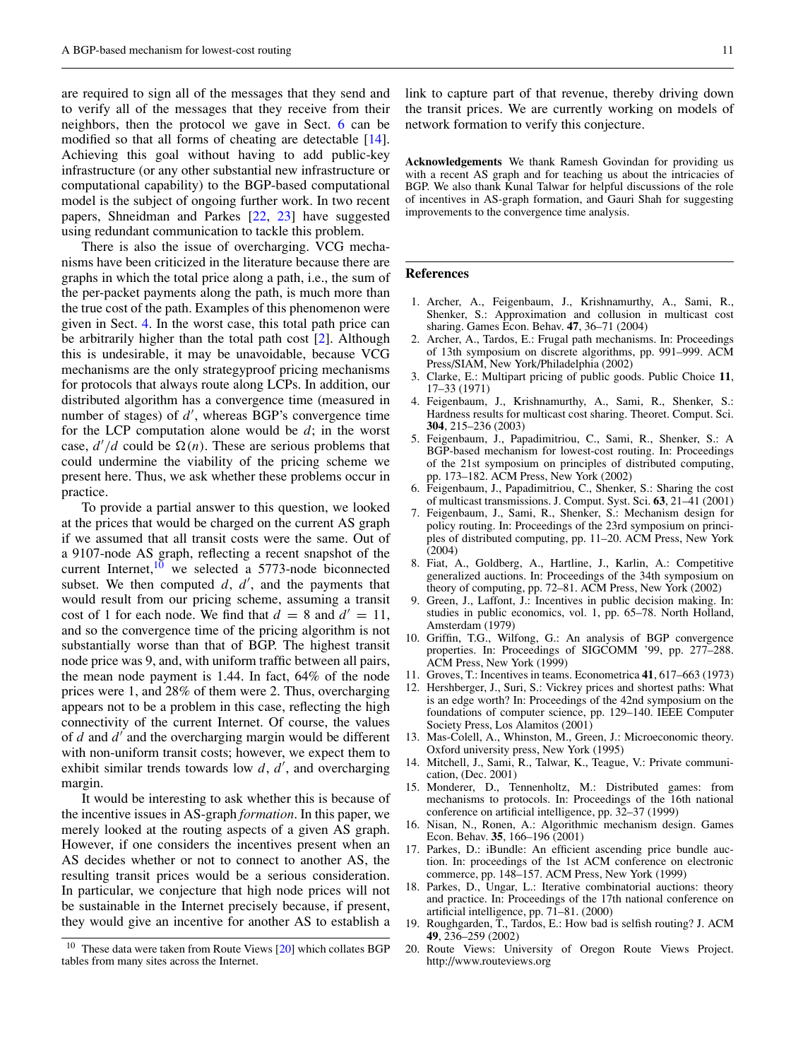are required to sign all of the messages that they send and to verify all of the messages that they receive from their neighbors, then the protocol we gave in Sect. 6 can be modified so that all forms of cheating are detectable [14]. Achieving this goal without having to add public-key infrastructure (or any other substantial new infrastructure or computational capability) to the BGP-based computational model is the subject of ongoing further work. In two recent papers, Shneidman and Parkes [22, 23] have suggested using redundant communication to tackle this problem.

There is also the issue of overcharging. VCG mechanisms have been criticized in the literature because there are graphs in which the total price along a path, i.e., the sum of the per-packet payments along the path, is much more than the true cost of the path. Examples of this phenomenon were given in Sect. 4. In the worst case, this total path price can be arbitrarily higher than the total path cost [2]. Although this is undesirable, it may be unavoidable, because VCG mechanisms are the only strategyproof pricing mechanisms for protocols that always route along LCPs. In addition, our distributed algorithm has a convergence time (measured in number of stages) of $d'$, whereas BGP's convergence time for the LCP computation alone would be $d$; in the worst case, $d'/d$ could be $\Omega(n)$. These are serious problems that could undermine the viability of the pricing scheme we present here. Thus, we ask whether these problems occur in practice.

To provide a partial answer to this question, we looked at the prices that would be charged on the current AS graph if we assumed that all transit costs were the same. Out of a 9107-node AS graph, reflecting a recent snapshot of the current Internet,[10] we selected a 5773-node biconnected subset. We then computed $d$, $d'$, and the payments that would result from our pricing scheme, assuming a transit cost of 1 for each node. We find that $d = 8$ and $d' = 11$, and so the convergence time of the pricing algorithm is not substantially worse than that of BGP. The highest transit node price was 9, and, with uniform traffic between all pairs, the mean node payment is 1.44. In fact, 64% of the node prices were 1, and 28% of them were 2. Thus, overcharging appears not to be a problem in this case, reflecting the high connectivity of the current Internet. Of course, the values of $d$ and $d'$ and the overcharging margin would be different with non-uniform transit costs; however, we expect them to exhibit similar trends towards low $d$, $d'$, and overcharging margin.

It would be interesting to ask whether this is because of the incentive issues in AS-graph *formation*. In this paper, we merely looked at the routing aspects of a given AS graph. However, if one considers the incentives present when an AS decides whether or not to connect to another AS, the resulting transit prices would be a serious consideration. In particular, we conjecture that high node prices will not be sustainable in the Internet precisely because, if present, they would give an incentive for another AS to establish a link to capture part of that revenue, thereby driving down the transit prices. We are currently working on models of network formation to verify this conjecture.

[10] These data were taken from Route Views [20] which collates BGP tables from many sites across the Internet.

**Acknowledgements** We thank Ramesh Govindan for providing us with a recent AS graph and for teaching us about the intricacies of BGP. We also thank Kunal Talwar for helpful discussions of the role of incentives in AS-graph formation, and Gauri Shah for suggesting improvements to the convergence time analysis.

## References

1. Archer, A., Feigenbaum, J., Krishnamurthy, A., Sami, R., Shenker, S.: Approximation and collusion in multicast cost sharing. Games Econ. Behav. **47**, 36–71 (2004)
2. Archer, A., Tardos, E.: Frugal path mechanisms. In: Proceedings of 13th symposium on discrete algorithms, pp. 991–999. ACM Press/SIAM, New York/Philadelphia (2002)
3. Clarke, E.: Multipart pricing of public goods. Public Choice **11**, 17–33 (1971)
4. Feigenbaum, J., Krishnamurthy, A., Sami, R., Shenker, S.: Hardness results for multicast cost sharing. Theoret. Comput. Sci. **304**, 215–236 (2003)
5. Feigenbaum, J., Papadimitriou, C., Sami, R., Shenker, S.: A BGP-based mechanism for lowest-cost routing. In: Proceedings of the 21st symposium on principles of distributed computing, pp. 173–182. ACM Press, New York (2002)
6. Feigenbaum, J., Papadimitriou, C., Shenker, S.: Sharing the cost of multicast transmissions. J. Comput. Syst. Sci. **63**, 21–41 (2001)
7. Feigenbaum, J., Sami, R., Shenker, S.: Mechanism design for policy routing. In: Proceedings of the 23rd symposium on principles of distributed computing, pp. 11–20. ACM Press, New York (2004)
8. Fiat, A., Goldberg, A., Hartline, J., Karlin, A.: Competitive generalized auctions. In: Proceedings of the 34th symposium on theory of computing, pp. 72–81. ACM Press, New York (2002)
9. Green, J., Laffont, J.: Incentives in public decision making. In: studies in public economics, vol. 1, pp. 65–78. North Holland, Amsterdam (1979)
10. Griffin, T.G., Wilfong, G.: An analysis of BGP convergence properties. In: Proceedings of SIGCOMM '99, pp. 277–288. ACM Press, New York (1999)
11. Groves, T.: Incentives in teams. Econometrica **41**, 617–663 (1973)
12. Hershberger, J., Suri, S.: Vickrey prices and shortest paths: What is an edge worth? In: Proceedings of the 42nd symposium on the foundations of computer science, pp. 129–140. IEEE Computer Society Press, Los Alamitos (2001)
13. Mas-Colell, A., Whinston, M., Green, J.: Microeconomic theory. Oxford university press, New York (1995)
14. Mitchell, J., Sami, R., Talwar, K., Teague, V.: Private communication, (Dec. 2001)
15. Monderer, D., Tennenholtz, M.: Distributed games: from mechanisms to protocols. In: Proceedings of the 16th national conference on artificial intelligence, pp. 32–37 (1999)
16. Nisan, N., Ronen, A.: Algorithmic mechanism design. Games Econ. Behav. **35**, 166–196 (2001)
17. Parkes, D.: iBundle: An efficient ascending price bundle auction. In: proceedings of the 1st ACM conference on electronic commerce, pp. 148–157. ACM Press, New York (1999)
18. Parkes, D., Ungar, L.: Iterative combinatorial auctions: theory and practice. In: Proceedings of the 17th national conference on artificial intelligence, pp. 71–81. (2000)
19. Roughgarden, T., Tardos, E.: How bad is selfish routing? J. ACM **49**, 236–259 (2002)
20. Route Views: University of Oregon Route Views Project. http://www.routeviews.org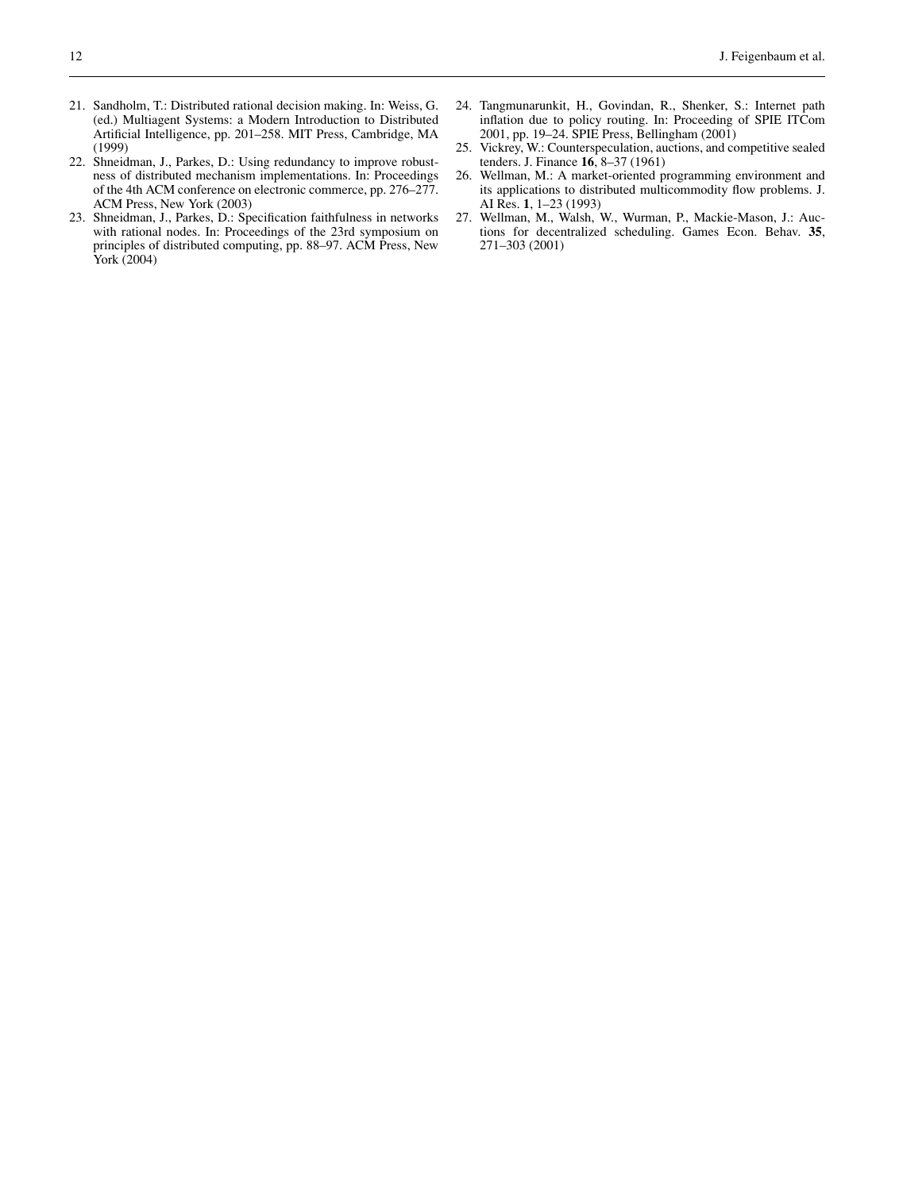21. Sandholm, T.: Distributed rational decision making. In: Weiss, G. (ed.) Multiagent Systems: a Modern Introduction to Distributed Artificial Intelligence, pp. 201–258. MIT Press, Cambridge, MA (1999)
22. Shneidman, J., Parkes, D.: Using redundancy to improve robustness of distributed mechanism implementations. In: Proceedings of the 4th ACM conference on electronic commerce, pp. 276–277. ACM Press, New York (2003)
23. Shneidman, J., Parkes, D.: Specification faithfulness in networks with rational nodes. In: Proceedings of the 23rd symposium on principles of distributed computing, pp. 88–97. ACM Press, New York (2004)
24. Tangmunarunkit, H., Govindan, R., Shenker, S.: Internet path inflation due to policy routing. In: Proceeding of SPIE ITCom 2001, pp. 19–24. SPIE Press, Bellingham (2001)
25. Vickrey, W.: Counterspeculation, auctions, and competitive sealed tenders. J. Finance **16**, 8–37 (1961)
26. Wellman, M.: A market-oriented programming environment and its applications to distributed multicommodity flow problems. J. AI Res. **1**, 1–23 (1993)
27. Wellman, M., Walsh, W., Wurman, P., Mackie-Mason, J.: Auctions for decentralized scheduling. Games Econ. Behav. **35**, 271–303 (2001)